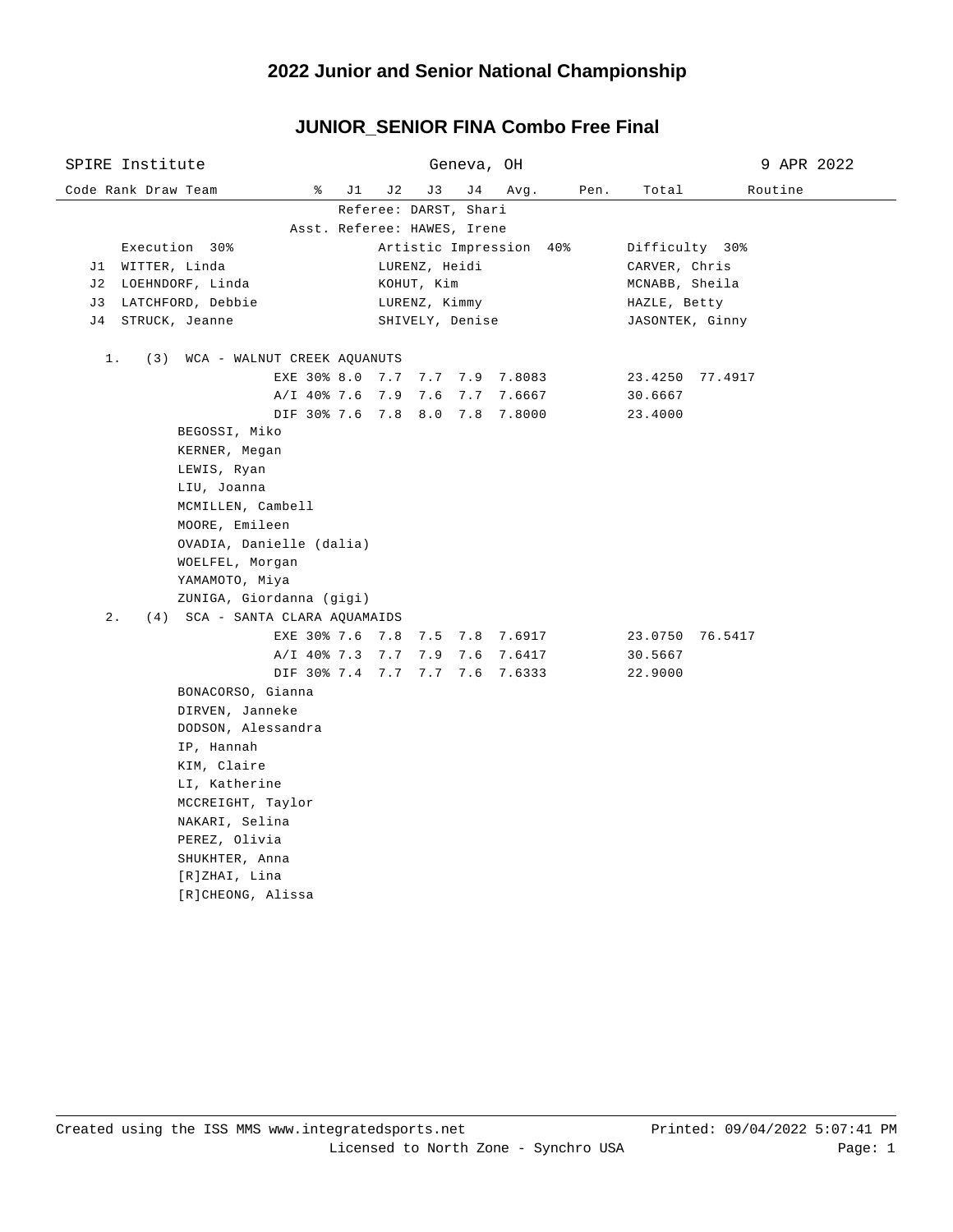# 2022 Junior and Senior National Championship

## JUNIOR_SENIOR FINA Combo Free Final

SPIRE Institute — Geneva, OH — 9 APR 2022

| Code | Rank | Draw | Team | % | J1 | J2 | J3 | J4 | Avg. | Pen. | Total | Routine |
|---|---|---|---|---|---|---|---|---|---|---|---|---|

Referee: DARST, Shari

Asst. Referee: HAWES, Irene

| | Execution 30% | Artistic Impression 40% | Difficulty 30% |
|---|---|---|---|
| J1 | WITTER, Linda | LURENZ, Heidi | CARVER, Chris |
| J2 | LOEHNDORF, Linda | KOHUT, Kim | MCNABB, Sheila |
| J3 | LATCHFORD, Debbie | LURENZ, Kimmy | HAZLE, Betty |
| J4 | STRUCK, Jeanne | SHIVELY, Denise | JASONTEK, Ginny |

**1. (3) WCA - WALNUT CREEK AQUANUTS**

| | % | J1 | J2 | J3 | J4 | Avg. | Pen. | Total | Routine |
|---|---|---|---|---|---|---|---|---|---|
| EXE | 30% | 8.0 | 7.7 | 7.7 | 7.9 | 7.8083 | | 23.4250 | 77.4917 |
| A/I | 40% | 7.6 | 7.9 | 7.6 | 7.7 | 7.6667 | | 30.6667 | |
| DIF | 30% | 7.6 | 7.8 | 8.0 | 7.8 | 7.8000 | | 23.4000 | |

BEGOSSI, Miko
KERNER, Megan
LEWIS, Ryan
LIU, Joanna
MCMILLEN, Cambell
MOORE, Emileen
OVADIA, Danielle (dalia)
WOELFEL, Morgan
YAMAMOTO, Miya
ZUNIGA, Giordanna (gigi)

**2. (4) SCA - SANTA CLARA AQUAMAIDS**

| | % | J1 | J2 | J3 | J4 | Avg. | Pen. | Total | Routine |
|---|---|---|---|---|---|---|---|---|---|
| EXE | 30% | 7.6 | 7.8 | 7.5 | 7.8 | 7.6917 | | 23.0750 | 76.5417 |
| A/I | 40% | 7.3 | 7.7 | 7.9 | 7.6 | 7.6417 | | 30.5667 | |
| DIF | 30% | 7.4 | 7.7 | 7.7 | 7.6 | 7.6333 | | 22.9000 | |

BONACORSO, Gianna
DIRVEN, Janneke
DODSON, Alessandra
IP, Hannah
KIM, Claire
LI, Katherine
MCCREIGHT, Taylor
NAKARI, Selina
PEREZ, Olivia
SHUKHTER, Anna
[R]ZHAI, Lina
[R]CHEONG, Alissa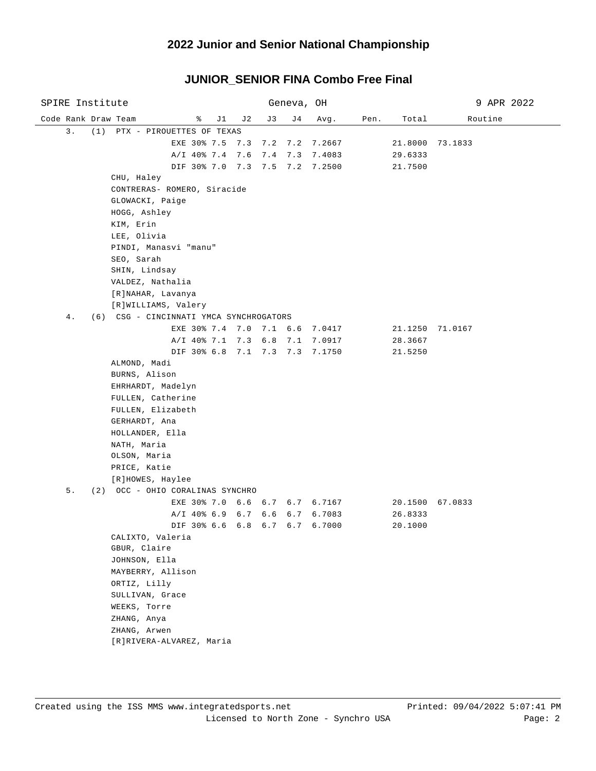## 2022 Junior and Senior National Championship

## JUNIOR_SENIOR FINA Combo Free Final

SPIRE Institute — Geneva, OH — 9 APR 2022

| Code | Rank | Draw | Team | % | J1 | J2 | J3 | J4 | Avg. | Pen. | Total | Routine |
|---|---|---|---|---|---|---|---|---|---|---|---|---|
| | 3. | (1) | PTX - PIROUETTES OF TEXAS | | | | | | | | | |
| | | | | EXE 30% | 7.5 | 7.3 | 7.2 | 7.2 | 7.2667 | | 21.8000 | 73.1833 |
| | | | | A/I 40% | 7.4 | 7.6 | 7.4 | 7.3 | 7.4083 | | 29.6333 | |
| | | | | DIF 30% | 7.0 | 7.3 | 7.5 | 7.2 | 7.2500 | | 21.7500 | |

CHU, Haley
CONTRERAS- ROMERO, Siracide
GLOWACKI, Paige
HOGG, Ashley
KIM, Erin
LEE, Olivia
PINDI, Manasvi "manu"
SEO, Sarah
SHIN, Lindsay
VALDEZ, Nathalia
[R]NAHAR, Lavanya
[R]WILLIAMS, Valery

| Code | Rank | Draw | Team | % | J1 | J2 | J3 | J4 | Avg. | Pen. | Total | Routine |
|---|---|---|---|---|---|---|---|---|---|---|---|---|
| | 4. | (6) | CSG - CINCINNATI YMCA SYNCHROGATORS | | | | | | | | | |
| | | | | EXE 30% | 7.4 | 7.0 | 7.1 | 6.6 | 7.0417 | | 21.1250 | 71.0167 |
| | | | | A/I 40% | 7.1 | 7.3 | 6.8 | 7.1 | 7.0917 | | 28.3667 | |
| | | | | DIF 30% | 6.8 | 7.1 | 7.3 | 7.3 | 7.1750 | | 21.5250 | |

ALMOND, Madi
BURNS, Alison
EHRHARDT, Madelyn
FULLEN, Catherine
FULLEN, Elizabeth
GERHARDT, Ana
HOLLANDER, Ella
NATH, Maria
OLSON, Maria
PRICE, Katie
[R]HOWES, Haylee

| Code | Rank | Draw | Team | % | J1 | J2 | J3 | J4 | Avg. | Pen. | Total | Routine |
|---|---|---|---|---|---|---|---|---|---|---|---|---|
| | 5. | (2) | OCC - OHIO CORALINAS SYNCHRO | | | | | | | | | |
| | | | | EXE 30% | 7.0 | 6.6 | 6.7 | 6.7 | 6.7167 | | 20.1500 | 67.0833 |
| | | | | A/I 40% | 6.9 | 6.7 | 6.6 | 6.7 | 6.7083 | | 26.8333 | |
| | | | | DIF 30% | 6.6 | 6.8 | 6.7 | 6.7 | 6.7000 | | 20.1000 | |

CALIXTO, Valeria
GBUR, Claire
JOHNSON, Ella
MAYBERRY, Allison
ORTIZ, Lilly
SULLIVAN, Grace
WEEKS, Torre
ZHANG, Anya
ZHANG, Arwen
[R]RIVERA-ALVAREZ, Maria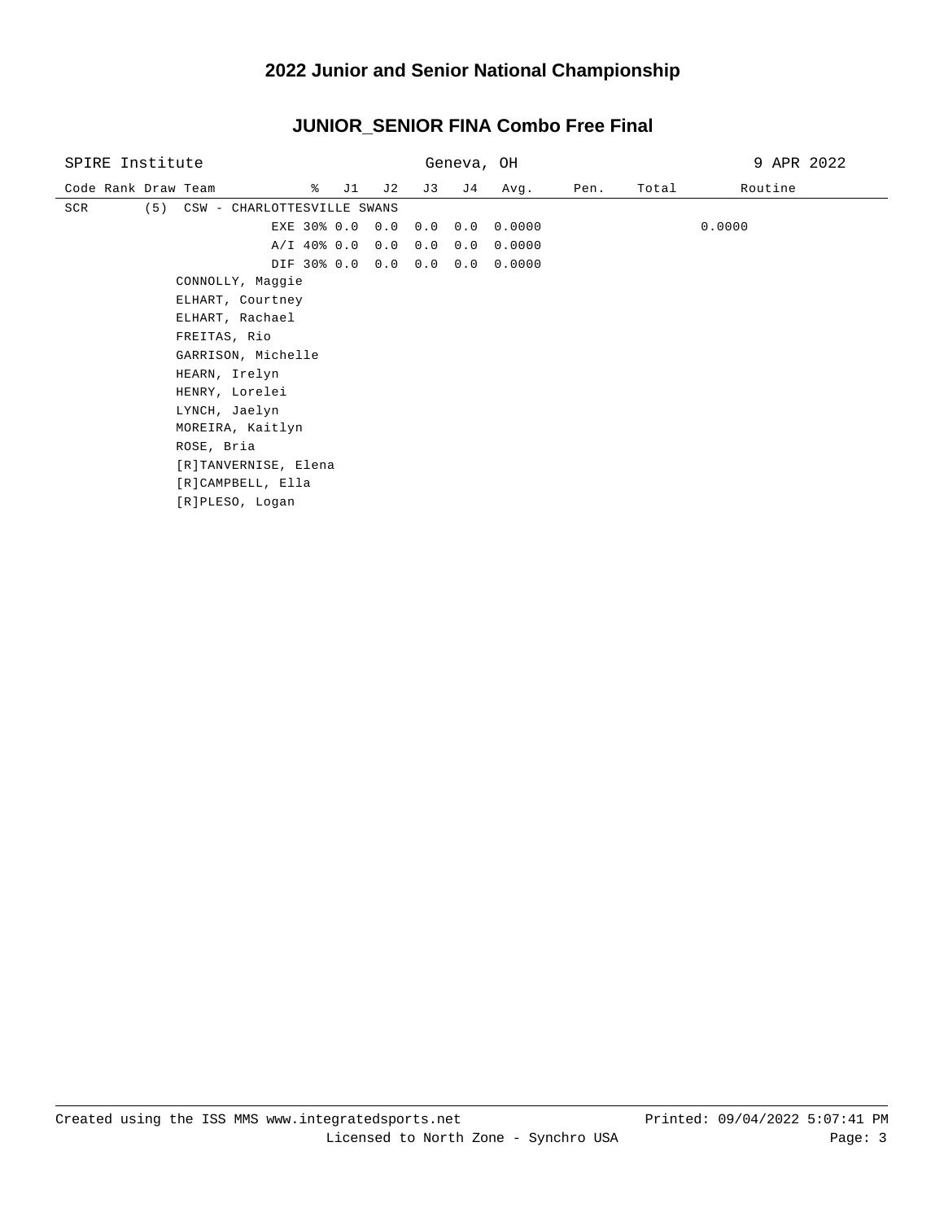## 2022 Junior and Senior National Championship

## JUNIOR_SENIOR FINA Combo Free Final

SPIRE Institute — Geneva, OH — 9 APR 2022

| Code | Rank | Draw | Team | % | J1 | J2 | J3 | J4 | Avg. | Pen. | Total | Routine |
|---|---|---|---|---|---|---|---|---|---|---|---|---|
| SCR | | (5) | CSW - CHARLOTTESVILLE SWANS | | | | | | | | | |
| | | | | EXE 30% | 0.0 | 0.0 | 0.0 | 0.0 | 0.0000 | | | 0.0000 |
| | | | | A/I 40% | 0.0 | 0.0 | 0.0 | 0.0 | 0.0000 | | | |
| | | | | DIF 30% | 0.0 | 0.0 | 0.0 | 0.0 | 0.0000 | | | |

CONNOLLY, Maggie
ELHART, Courtney
ELHART, Rachael
FREITAS, Rio
GARRISON, Michelle
HEARN, Irelyn
HENRY, Lorelei
LYNCH, Jaelyn
MOREIRA, Kaitlyn
ROSE, Bria
[R]TANVERNISE, Elena
[R]CAMPBELL, Ella
[R]PLESO, Logan

Created using the ISS MMS www.integratedsports.net — Printed: 09/04/2022 5:07:41 PM
Licensed to North Zone - Synchro USA